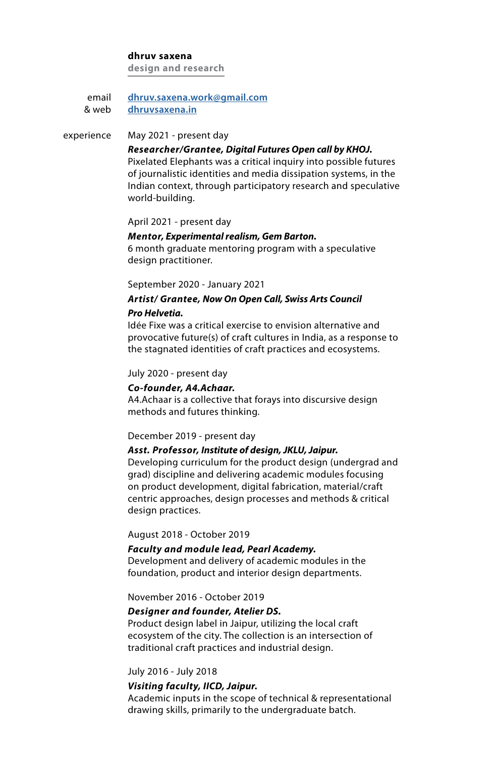**dhruv saxena**
**design and research**

email & web
[dhruv.saxena.work@gmail.com](mailto:dhruv.saxena.work@gmail.com)
[dhruvsaxena.in](http://dhruvsaxena.in)

## experience

May 2021 - present day

***Researcher/Grantee, Digital Futures Open call by KHOJ.***
Pixelated Elephants was a critical inquiry into possible futures of journalistic identities and media dissipation systems, in the Indian context, through participatory research and speculative world-building.

April 2021 - present day

***Mentor, Experimental realism, Gem Barton.***
6 month graduate mentoring program with a speculative design practitioner.

September 2020 - January 2021

***Artist/ Grantee, Now On Open Call, Swiss Arts Council Pro Helvetia.***
Idée Fixe was a critical exercise to envision alternative and provocative future(s) of craft cultures in India, as a response to the stagnated identities of craft practices and ecosystems.

July 2020 - present day

***Co-founder, A4.Achaar.***
A4.Achaar is a collective that forays into discursive design methods and futures thinking.

December 2019 - present day

***Asst. Professor, Institute of design, JKLU, Jaipur.***
Developing curriculum for the product design (undergrad and grad) discipline and delivering academic modules focusing on product development, digital fabrication, material/craft centric approaches, design processes and methods & critical design practices.

August 2018 - October 2019

***Faculty and module lead, Pearl Academy.***
Development and delivery of academic modules in the foundation, product and interior design departments.

November 2016 - October 2019

***Designer and founder, Atelier DS.***
Product design label in Jaipur, utilizing the local craft ecosystem of the city. The collection is an intersection of traditional craft practices and industrial design.

July 2016 - July 2018

***Visiting faculty, IICD, Jaipur.***
Academic inputs in the scope of technical & representational drawing skills, primarily to the undergraduate batch.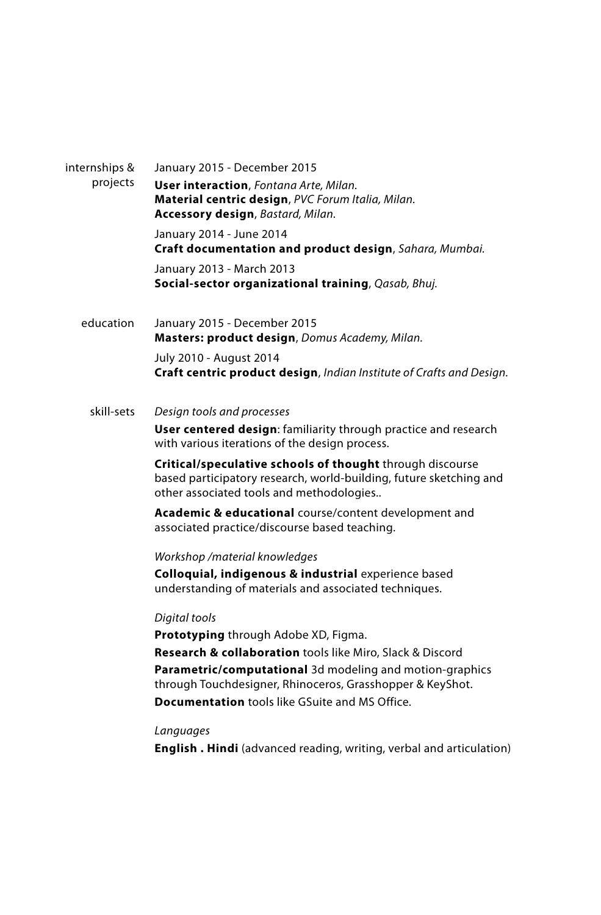## internships & projects

January 2015 - December 2015
**User interaction**, *Fontana Arte, Milan.*
**Material centric design**, *PVC Forum Italia, Milan.*
**Accessory design**, *Bastard, Milan.*

January 2014 - June 2014
**Craft documentation and product design**, *Sahara, Mumbai.*

January 2013 - March 2013
**Social-sector organizational training**, *Qasab, Bhuj.*

## education

January 2015 - December 2015
**Masters: product design**, *Domus Academy, Milan.*

July 2010 - August 2014
**Craft centric product design**, *Indian Institute of Crafts and Design.*

## skill-sets

*Design tools and processes*

**User centered design**: familiarity through practice and research with various iterations of the design process.

**Critical/speculative schools of thought** through discourse based participatory research, world-building, future sketching and other associated tools and methodologies..

**Academic & educational** course/content development and associated practice/discourse based teaching.

*Workshop /material knowledges*

**Colloquial, indigenous & industrial** experience based understanding of materials and associated techniques.

*Digital tools*

**Prototyping** through Adobe XD, Figma.

**Research & collaboration** tools like Miro, Slack & Discord

**Parametric/computational** 3d modeling and motion-graphics through Touchdesigner, Rhinoceros, Grasshopper & KeyShot.

**Documentation** tools like GSuite and MS Office.

*Languages*

**English . Hindi** (advanced reading, writing, verbal and articulation)